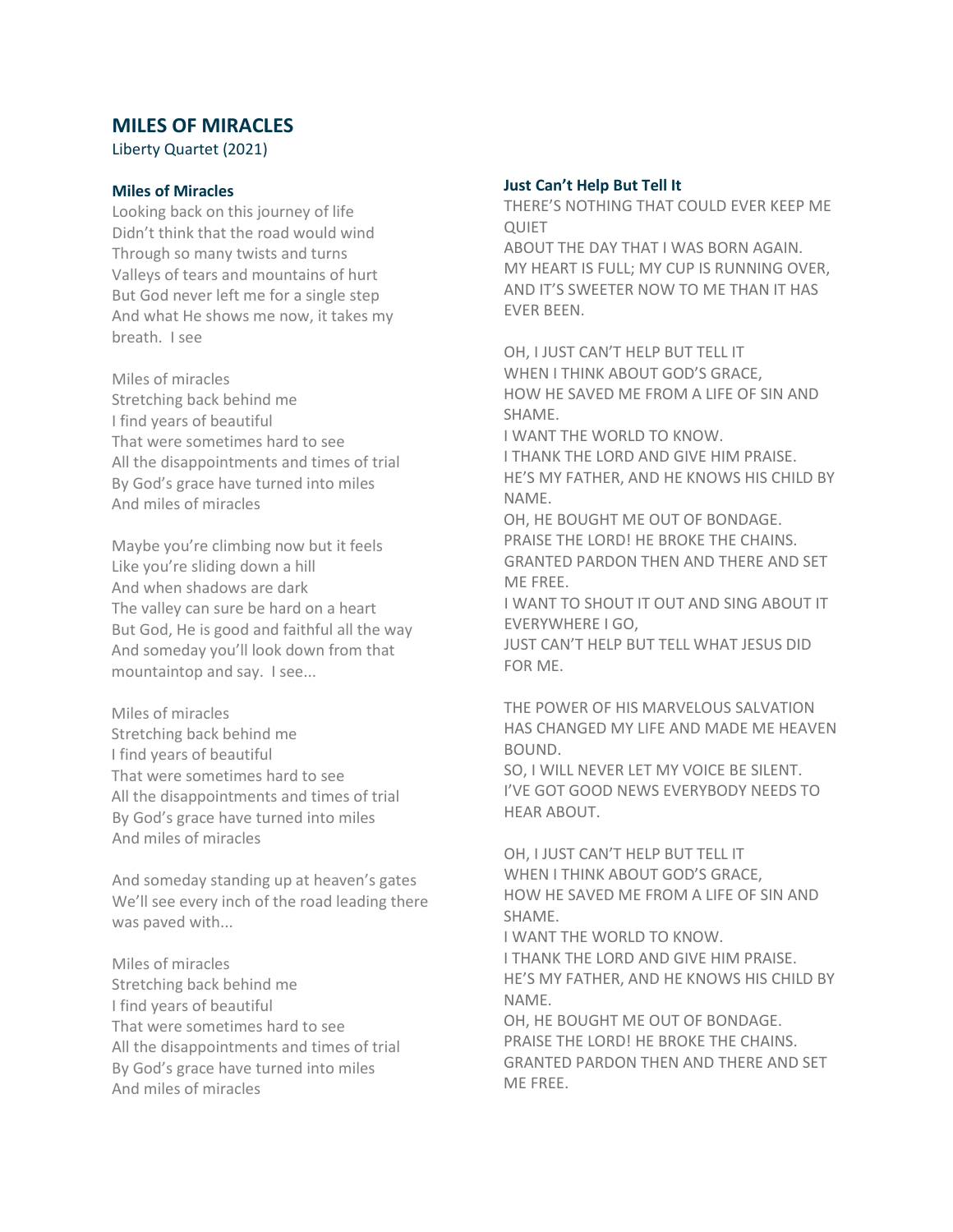# MILES OF MIRACLES

Liberty Quartet (2021)

### Miles of Miracles

Looking back on this journey of life
Didn't think that the road would wind
Through so many twists and turns
Valleys of tears and mountains of hurt
But God never left me for a single step
And what He shows me now, it takes my breath.  I see

Miles of miracles
Stretching back behind me
I find years of beautiful
That were sometimes hard to see
All the disappointments and times of trial
By God's grace have turned into miles
And miles of miracles

Maybe you're climbing now but it feels
Like you're sliding down a hill
And when shadows are dark
The valley can sure be hard on a heart
But God, He is good and faithful all the way
And someday you'll look down from that mountaintop and say.  I see...

Miles of miracles
Stretching back behind me
I find years of beautiful
That were sometimes hard to see
All the disappointments and times of trial
By God's grace have turned into miles
And miles of miracles

And someday standing up at heaven's gates
We'll see every inch of the road leading there was paved with...

Miles of miracles
Stretching back behind me
I find years of beautiful
That were sometimes hard to see
All the disappointments and times of trial
By God's grace have turned into miles
And miles of miracles

### Just Can't Help But Tell It

THERE'S NOTHING THAT COULD EVER KEEP ME QUIET
ABOUT THE DAY THAT I WAS BORN AGAIN.
MY HEART IS FULL; MY CUP IS RUNNING OVER,
AND IT'S SWEETER NOW TO ME THAN IT HAS EVER BEEN.

OH, I JUST CAN'T HELP BUT TELL IT
WHEN I THINK ABOUT GOD'S GRACE,
HOW HE SAVED ME FROM A LIFE OF SIN AND SHAME.
I WANT THE WORLD TO KNOW.
I THANK THE LORD AND GIVE HIM PRAISE.
HE'S MY FATHER, AND HE KNOWS HIS CHILD BY NAME.
OH, HE BOUGHT ME OUT OF BONDAGE.
PRAISE THE LORD! HE BROKE THE CHAINS.
GRANTED PARDON THEN AND THERE AND SET ME FREE.
I WANT TO SHOUT IT OUT AND SING ABOUT IT EVERYWHERE I GO,
JUST CAN'T HELP BUT TELL WHAT JESUS DID FOR ME.

THE POWER OF HIS MARVELOUS SALVATION
HAS CHANGED MY LIFE AND MADE ME HEAVEN BOUND.
SO, I WILL NEVER LET MY VOICE BE SILENT.
I'VE GOT GOOD NEWS EVERYBODY NEEDS TO HEAR ABOUT.

OH, I JUST CAN'T HELP BUT TELL IT
WHEN I THINK ABOUT GOD'S GRACE,
HOW HE SAVED ME FROM A LIFE OF SIN AND SHAME.
I WANT THE WORLD TO KNOW.
I THANK THE LORD AND GIVE HIM PRAISE.
HE'S MY FATHER, AND HE KNOWS HIS CHILD BY NAME.
OH, HE BOUGHT ME OUT OF BONDAGE.
PRAISE THE LORD! HE BROKE THE CHAINS.
GRANTED PARDON THEN AND THERE AND SET ME FREE.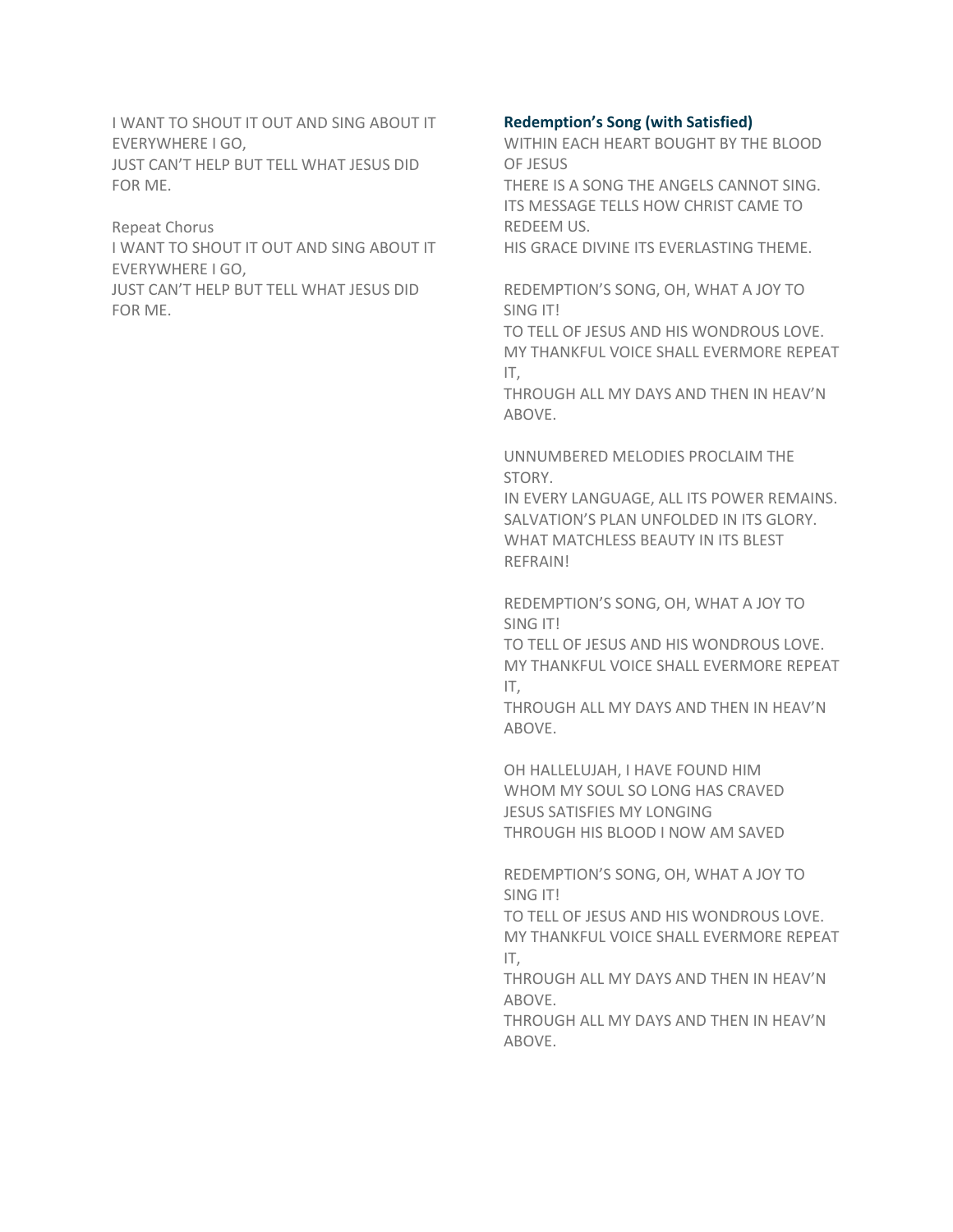I WANT TO SHOUT IT OUT AND SING ABOUT IT EVERYWHERE I GO,
JUST CAN'T HELP BUT TELL WHAT JESUS DID FOR ME.

Repeat Chorus
I WANT TO SHOUT IT OUT AND SING ABOUT IT EVERYWHERE I GO,
JUST CAN'T HELP BUT TELL WHAT JESUS DID FOR ME.

### Redemption's Song (with Satisfied)

WITHIN EACH HEART BOUGHT BY THE BLOOD OF JESUS
THERE IS A SONG THE ANGELS CANNOT SING.
ITS MESSAGE TELLS HOW CHRIST CAME TO REDEEM US.
HIS GRACE DIVINE ITS EVERLASTING THEME.

REDEMPTION'S SONG, OH, WHAT A JOY TO SING IT!
TO TELL OF JESUS AND HIS WONDROUS LOVE.
MY THANKFUL VOICE SHALL EVERMORE REPEAT IT,
THROUGH ALL MY DAYS AND THEN IN HEAV'N ABOVE.

UNNUMBERED MELODIES PROCLAIM THE STORY.
IN EVERY LANGUAGE, ALL ITS POWER REMAINS.
SALVATION'S PLAN UNFOLDED IN ITS GLORY.
WHAT MATCHLESS BEAUTY IN ITS BLEST REFRAIN!

REDEMPTION'S SONG, OH, WHAT A JOY TO SING IT!
TO TELL OF JESUS AND HIS WONDROUS LOVE.
MY THANKFUL VOICE SHALL EVERMORE REPEAT IT,
THROUGH ALL MY DAYS AND THEN IN HEAV'N ABOVE.

OH HALLELUJAH, I HAVE FOUND HIM
WHOM MY SOUL SO LONG HAS CRAVED
JESUS SATISFIES MY LONGING
THROUGH HIS BLOOD I NOW AM SAVED

REDEMPTION'S SONG, OH, WHAT A JOY TO SING IT!
TO TELL OF JESUS AND HIS WONDROUS LOVE.
MY THANKFUL VOICE SHALL EVERMORE REPEAT IT,
THROUGH ALL MY DAYS AND THEN IN HEAV'N ABOVE.
THROUGH ALL MY DAYS AND THEN IN HEAV'N ABOVE.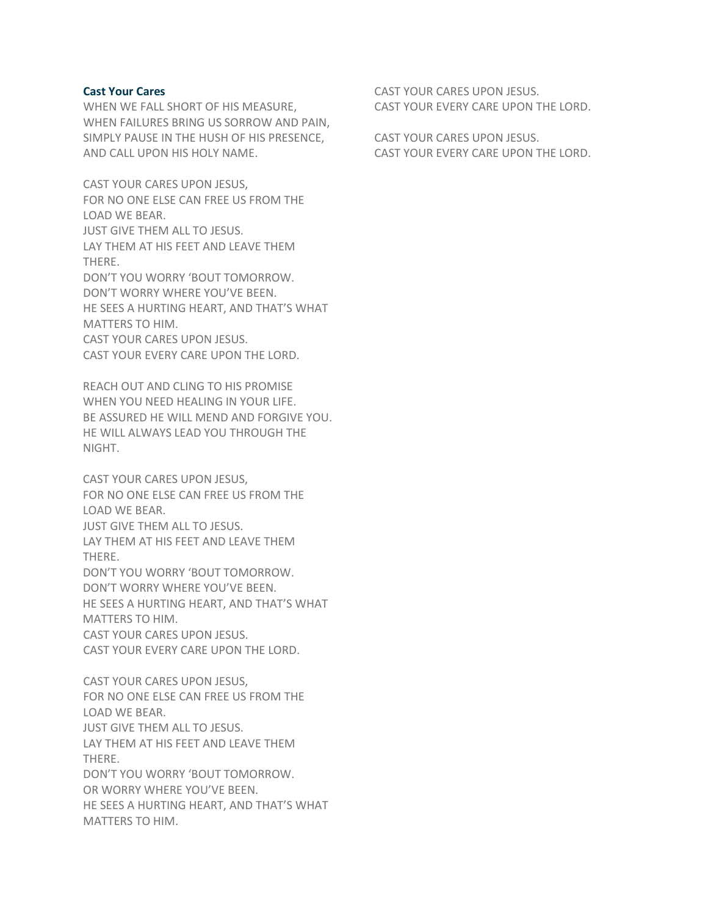**Cast Your Cares**

WHEN WE FALL SHORT OF HIS MEASURE,
WHEN FAILURES BRING US SORROW AND PAIN,
SIMPLY PAUSE IN THE HUSH OF HIS PRESENCE,
AND CALL UPON HIS HOLY NAME.

CAST YOUR CARES UPON JESUS,
FOR NO ONE ELSE CAN FREE US FROM THE LOAD WE BEAR.
JUST GIVE THEM ALL TO JESUS.
LAY THEM AT HIS FEET AND LEAVE THEM THERE.
DON'T YOU WORRY 'BOUT TOMORROW.
DON'T WORRY WHERE YOU'VE BEEN.
HE SEES A HURTING HEART, AND THAT'S WHAT MATTERS TO HIM.
CAST YOUR CARES UPON JESUS.
CAST YOUR EVERY CARE UPON THE LORD.

REACH OUT AND CLING TO HIS PROMISE
WHEN YOU NEED HEALING IN YOUR LIFE.
BE ASSURED HE WILL MEND AND FORGIVE YOU.
HE WILL ALWAYS LEAD YOU THROUGH THE NIGHT.

CAST YOUR CARES UPON JESUS,
FOR NO ONE ELSE CAN FREE US FROM THE LOAD WE BEAR.
JUST GIVE THEM ALL TO JESUS.
LAY THEM AT HIS FEET AND LEAVE THEM THERE.
DON'T YOU WORRY 'BOUT TOMORROW.
DON'T WORRY WHERE YOU'VE BEEN.
HE SEES A HURTING HEART, AND THAT'S WHAT MATTERS TO HIM.
CAST YOUR CARES UPON JESUS.
CAST YOUR EVERY CARE UPON THE LORD.

CAST YOUR CARES UPON JESUS,
FOR NO ONE ELSE CAN FREE US FROM THE LOAD WE BEAR.
JUST GIVE THEM ALL TO JESUS.
LAY THEM AT HIS FEET AND LEAVE THEM THERE.
DON'T YOU WORRY 'BOUT TOMORROW.
OR WORRY WHERE YOU'VE BEEN.
HE SEES A HURTING HEART, AND THAT'S WHAT MATTERS TO HIM.
CAST YOUR CARES UPON JESUS.
CAST YOUR EVERY CARE UPON THE LORD.

CAST YOUR CARES UPON JESUS.
CAST YOUR EVERY CARE UPON THE LORD.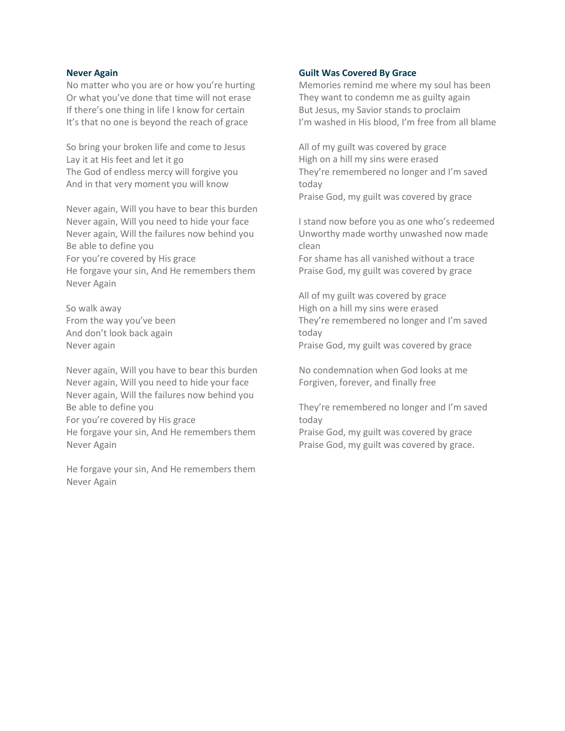**Never Again**

No matter who you are or how you're hurting
Or what you've done that time will not erase
If there's one thing in life I know for certain
It's that no one is beyond the reach of grace

So bring your broken life and come to Jesus
Lay it at His feet and let it go
The God of endless mercy will forgive you
And in that very moment you will know

Never again, Will you have to bear this burden
Never again, Will you need to hide your face
Never again, Will the failures now behind you
Be able to define you
For you're covered by His grace
He forgave your sin, And He remembers them
Never Again

So walk away
From the way you've been
And don't look back again
Never again

Never again, Will you have to bear this burden
Never again, Will you need to hide your face
Never again, Will the failures now behind you
Be able to define you
For you're covered by His grace
He forgave your sin, And He remembers them
Never Again

He forgave your sin, And He remembers them
Never Again

**Guilt Was Covered By Grace**

Memories remind me where my soul has been
They want to condemn me as guilty again
But Jesus, my Savior stands to proclaim
I'm washed in His blood, I'm free from all blame

All of my guilt was covered by grace
High on a hill my sins were erased
They're remembered no longer and I'm saved today
Praise God, my guilt was covered by grace

I stand now before you as one who's redeemed
Unworthy made worthy unwashed now made clean
For shame has all vanished without a trace
Praise God, my guilt was covered by grace

All of my guilt was covered by grace
High on a hill my sins were erased
They're remembered no longer and I'm saved today
Praise God, my guilt was covered by grace

No condemnation when God looks at me
Forgiven, forever, and finally free

They're remembered no longer and I'm saved today
Praise God, my guilt was covered by grace
Praise God, my guilt was covered by grace.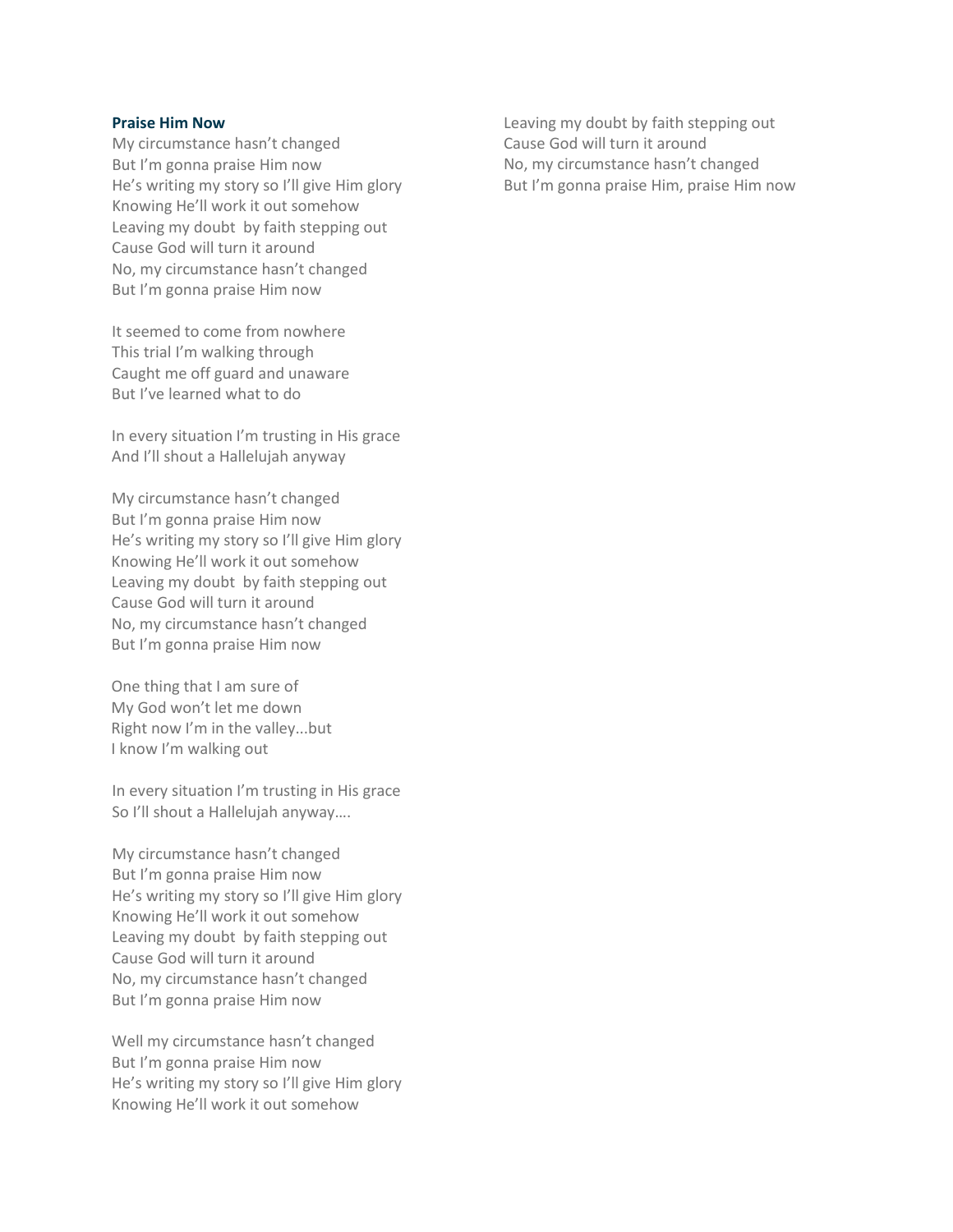**Praise Him Now**

My circumstance hasn't changed
But I'm gonna praise Him now
He's writing my story so I'll give Him glory
Knowing He'll work it out somehow
Leaving my doubt by faith stepping out
Cause God will turn it around
No, my circumstance hasn't changed
But I'm gonna praise Him now

It seemed to come from nowhere
This trial I'm walking through
Caught me off guard and unaware
But I've learned what to do

In every situation I'm trusting in His grace
And I'll shout a Hallelujah anyway

My circumstance hasn't changed
But I'm gonna praise Him now
He's writing my story so I'll give Him glory
Knowing He'll work it out somehow
Leaving my doubt by faith stepping out
Cause God will turn it around
No, my circumstance hasn't changed
But I'm gonna praise Him now

One thing that I am sure of
My God won't let me down
Right now I'm in the valley...but
I know I'm walking out

In every situation I'm trusting in His grace
So I'll shout a Hallelujah anyway....

My circumstance hasn't changed
But I'm gonna praise Him now
He's writing my story so I'll give Him glory
Knowing He'll work it out somehow
Leaving my doubt by faith stepping out
Cause God will turn it around
No, my circumstance hasn't changed
But I'm gonna praise Him now

Well my circumstance hasn't changed
But I'm gonna praise Him now
He's writing my story so I'll give Him glory
Knowing He'll work it out somehow
Leaving my doubt by faith stepping out
Cause God will turn it around
No, my circumstance hasn't changed
But I'm gonna praise Him, praise Him now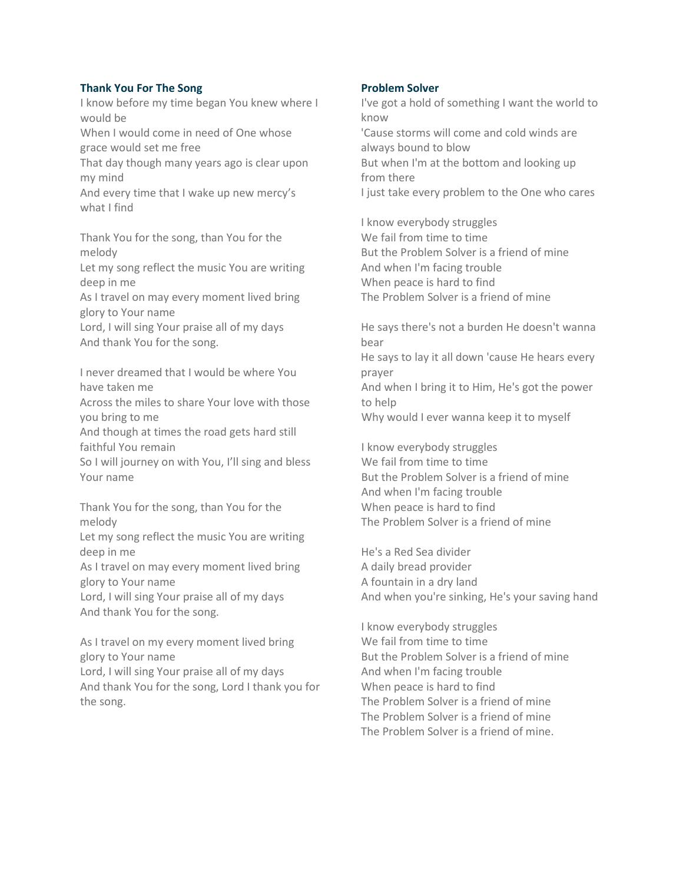## Thank You For The Song

I know before my time began You knew where I would be
When I would come in need of One whose grace would set me free
That day though many years ago is clear upon my mind
And every time that I wake up new mercy's what I find

Thank You for the song, than You for the melody
Let my song reflect the music You are writing deep in me
As I travel on may every moment lived bring glory to Your name
Lord, I will sing Your praise all of my days
And thank You for the song.

I never dreamed that I would be where You have taken me
Across the miles to share Your love with those you bring to me
And though at times the road gets hard still faithful You remain
So I will journey on with You, I'll sing and bless Your name

Thank You for the song, than You for the melody
Let my song reflect the music You are writing deep in me
As I travel on may every moment lived bring glory to Your name
Lord, I will sing Your praise all of my days
And thank You for the song.

As I travel on my every moment lived bring glory to Your name
Lord, I will sing Your praise all of my days
And thank You for the song, Lord I thank you for the song.

## Problem Solver

I've got a hold of something I want the world to know
'Cause storms will come and cold winds are always bound to blow
But when I'm at the bottom and looking up from there
I just take every problem to the One who cares

I know everybody struggles
We fail from time to time
But the Problem Solver is a friend of mine
And when I'm facing trouble
When peace is hard to find
The Problem Solver is a friend of mine

He says there's not a burden He doesn't wanna bear
He says to lay it all down 'cause He hears every prayer
And when I bring it to Him, He's got the power to help
Why would I ever wanna keep it to myself

I know everybody struggles
We fail from time to time
But the Problem Solver is a friend of mine
And when I'm facing trouble
When peace is hard to find
The Problem Solver is a friend of mine

He's a Red Sea divider
A daily bread provider
A fountain in a dry land
And when you're sinking, He's your saving hand

I know everybody struggles
We fail from time to time
But the Problem Solver is a friend of mine
And when I'm facing trouble
When peace is hard to find
The Problem Solver is a friend of mine
The Problem Solver is a friend of mine
The Problem Solver is a friend of mine.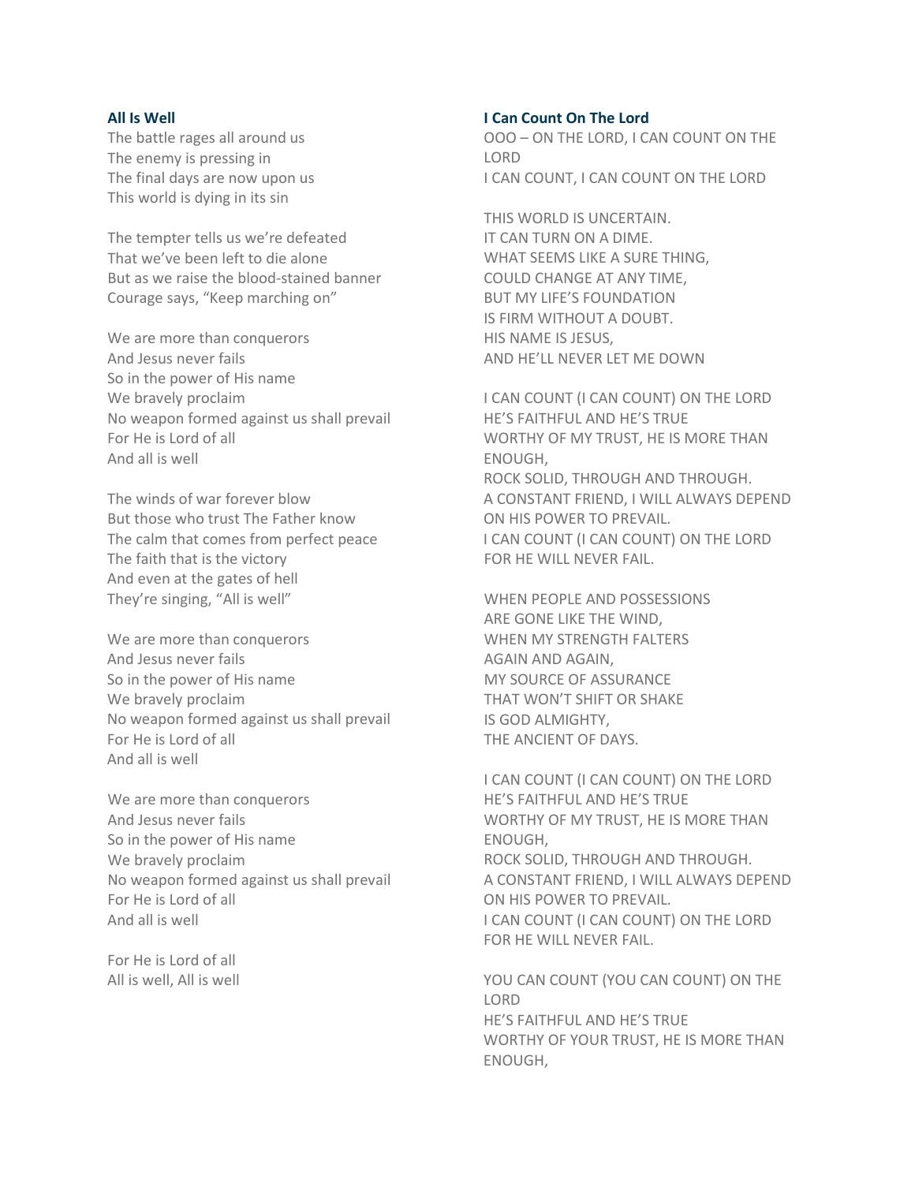**All Is Well**

The battle rages all around us
The enemy is pressing in
The final days are now upon us
This world is dying in its sin

The tempter tells us we're defeated
That we've been left to die alone
But as we raise the blood-stained banner
Courage says, "Keep marching on"

We are more than conquerors
And Jesus never fails
So in the power of His name
We bravely proclaim
No weapon formed against us shall prevail
For He is Lord of all
And all is well

The winds of war forever blow
But those who trust The Father know
The calm that comes from perfect peace
The faith that is the victory
And even at the gates of hell
They're singing, "All is well"

We are more than conquerors
And Jesus never fails
So in the power of His name
We bravely proclaim
No weapon formed against us shall prevail
For He is Lord of all
And all is well

We are more than conquerors
And Jesus never fails
So in the power of His name
We bravely proclaim
No weapon formed against us shall prevail
For He is Lord of all
And all is well

For He is Lord of all
All is well, All is well

**I Can Count On The Lord**

OOO – ON THE LORD, I CAN COUNT ON THE LORD
I CAN COUNT, I CAN COUNT ON THE LORD

THIS WORLD IS UNCERTAIN.
IT CAN TURN ON A DIME.
WHAT SEEMS LIKE A SURE THING,
COULD CHANGE AT ANY TIME,
BUT MY LIFE'S FOUNDATION
IS FIRM WITHOUT A DOUBT.
HIS NAME IS JESUS,
AND HE'LL NEVER LET ME DOWN

I CAN COUNT (I CAN COUNT) ON THE LORD
HE'S FAITHFUL AND HE'S TRUE
WORTHY OF MY TRUST, HE IS MORE THAN ENOUGH,
ROCK SOLID, THROUGH AND THROUGH.
A CONSTANT FRIEND, I WILL ALWAYS DEPEND
ON HIS POWER TO PREVAIL.
I CAN COUNT (I CAN COUNT) ON THE LORD
FOR HE WILL NEVER FAIL.

WHEN PEOPLE AND POSSESSIONS
ARE GONE LIKE THE WIND,
WHEN MY STRENGTH FALTERS
AGAIN AND AGAIN,
MY SOURCE OF ASSURANCE
THAT WON'T SHIFT OR SHAKE
IS GOD ALMIGHTY,
THE ANCIENT OF DAYS.

I CAN COUNT (I CAN COUNT) ON THE LORD
HE'S FAITHFUL AND HE'S TRUE
WORTHY OF MY TRUST, HE IS MORE THAN ENOUGH,
ROCK SOLID, THROUGH AND THROUGH.
A CONSTANT FRIEND, I WILL ALWAYS DEPEND
ON HIS POWER TO PREVAIL.
I CAN COUNT (I CAN COUNT) ON THE LORD
FOR HE WILL NEVER FAIL.

YOU CAN COUNT (YOU CAN COUNT) ON THE LORD
HE'S FAITHFUL AND HE'S TRUE
WORTHY OF YOUR TRUST, HE IS MORE THAN ENOUGH,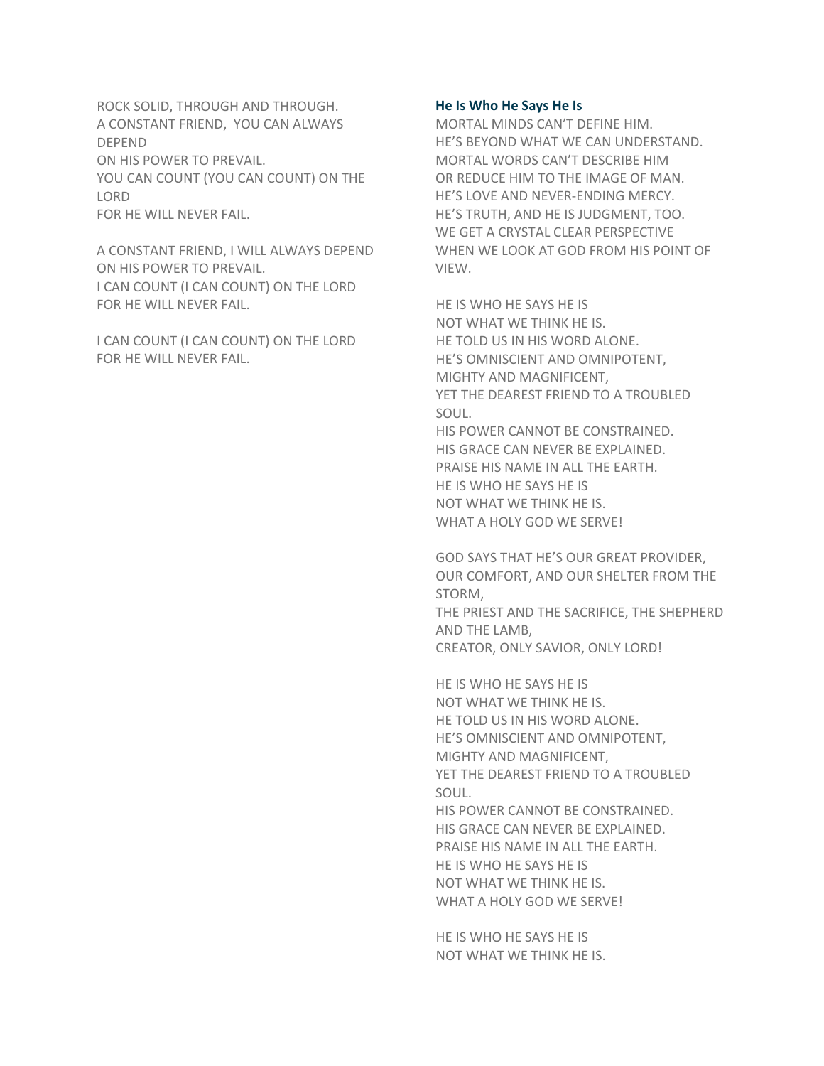ROCK SOLID, THROUGH AND THROUGH.
A CONSTANT FRIEND, YOU CAN ALWAYS DEPEND
ON HIS POWER TO PREVAIL.
YOU CAN COUNT (YOU CAN COUNT) ON THE LORD
FOR HE WILL NEVER FAIL.

A CONSTANT FRIEND, I WILL ALWAYS DEPEND
ON HIS POWER TO PREVAIL.
I CAN COUNT (I CAN COUNT) ON THE LORD
FOR HE WILL NEVER FAIL.

I CAN COUNT (I CAN COUNT) ON THE LORD
FOR HE WILL NEVER FAIL.

### He Is Who He Says He Is

MORTAL MINDS CAN'T DEFINE HIM.
HE'S BEYOND WHAT WE CAN UNDERSTAND.
MORTAL WORDS CAN'T DESCRIBE HIM
OR REDUCE HIM TO THE IMAGE OF MAN.
HE'S LOVE AND NEVER-ENDING MERCY.
HE'S TRUTH, AND HE IS JUDGMENT, TOO.
WE GET A CRYSTAL CLEAR PERSPECTIVE
WHEN WE LOOK AT GOD FROM HIS POINT OF VIEW.

HE IS WHO HE SAYS HE IS
NOT WHAT WE THINK HE IS.
HE TOLD US IN HIS WORD ALONE.
HE'S OMNISCIENT AND OMNIPOTENT,
MIGHTY AND MAGNIFICENT,
YET THE DEAREST FRIEND TO A TROUBLED SOUL.
HIS POWER CANNOT BE CONSTRAINED.
HIS GRACE CAN NEVER BE EXPLAINED.
PRAISE HIS NAME IN ALL THE EARTH.
HE IS WHO HE SAYS HE IS
NOT WHAT WE THINK HE IS.
WHAT A HOLY GOD WE SERVE!

GOD SAYS THAT HE'S OUR GREAT PROVIDER,
OUR COMFORT, AND OUR SHELTER FROM THE STORM,
THE PRIEST AND THE SACRIFICE, THE SHEPHERD AND THE LAMB,
CREATOR, ONLY SAVIOR, ONLY LORD!

HE IS WHO HE SAYS HE IS
NOT WHAT WE THINK HE IS.
HE TOLD US IN HIS WORD ALONE.
HE'S OMNISCIENT AND OMNIPOTENT,
MIGHTY AND MAGNIFICENT,
YET THE DEAREST FRIEND TO A TROUBLED SOUL.
HIS POWER CANNOT BE CONSTRAINED.
HIS GRACE CAN NEVER BE EXPLAINED.
PRAISE HIS NAME IN ALL THE EARTH.
HE IS WHO HE SAYS HE IS
NOT WHAT WE THINK HE IS.
WHAT A HOLY GOD WE SERVE!

HE IS WHO HE SAYS HE IS
NOT WHAT WE THINK HE IS.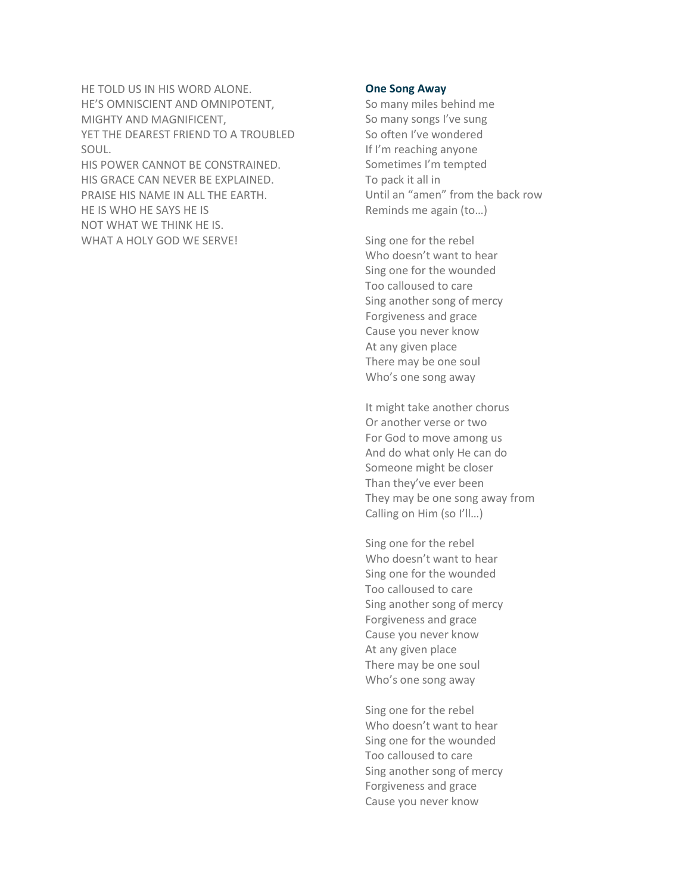HE TOLD US IN HIS WORD ALONE.
HE'S OMNISCIENT AND OMNIPOTENT,
MIGHTY AND MAGNIFICENT,
YET THE DEAREST FRIEND TO A TROUBLED SOUL.
HIS POWER CANNOT BE CONSTRAINED.
HIS GRACE CAN NEVER BE EXPLAINED.
PRAISE HIS NAME IN ALL THE EARTH.
HE IS WHO HE SAYS HE IS
NOT WHAT WE THINK HE IS.
WHAT A HOLY GOD WE SERVE!

### One Song Away

So many miles behind me
So many songs I've sung
So often I've wondered
If I'm reaching anyone
Sometimes I'm tempted
To pack it all in
Until an "amen" from the back row
Reminds me again (to…)

Sing one for the rebel
Who doesn't want to hear
Sing one for the wounded
Too calloused to care
Sing another song of mercy
Forgiveness and grace
Cause you never know
At any given place
There may be one soul
Who's one song away

It might take another chorus
Or another verse or two
For God to move among us
And do what only He can do
Someone might be closer
Than they've ever been
They may be one song away from
Calling on Him (so I'll…)

Sing one for the rebel
Who doesn't want to hear
Sing one for the wounded
Too calloused to care
Sing another song of mercy
Forgiveness and grace
Cause you never know
At any given place
There may be one soul
Who's one song away

Sing one for the rebel
Who doesn't want to hear
Sing one for the wounded
Too calloused to care
Sing another song of mercy
Forgiveness and grace
Cause you never know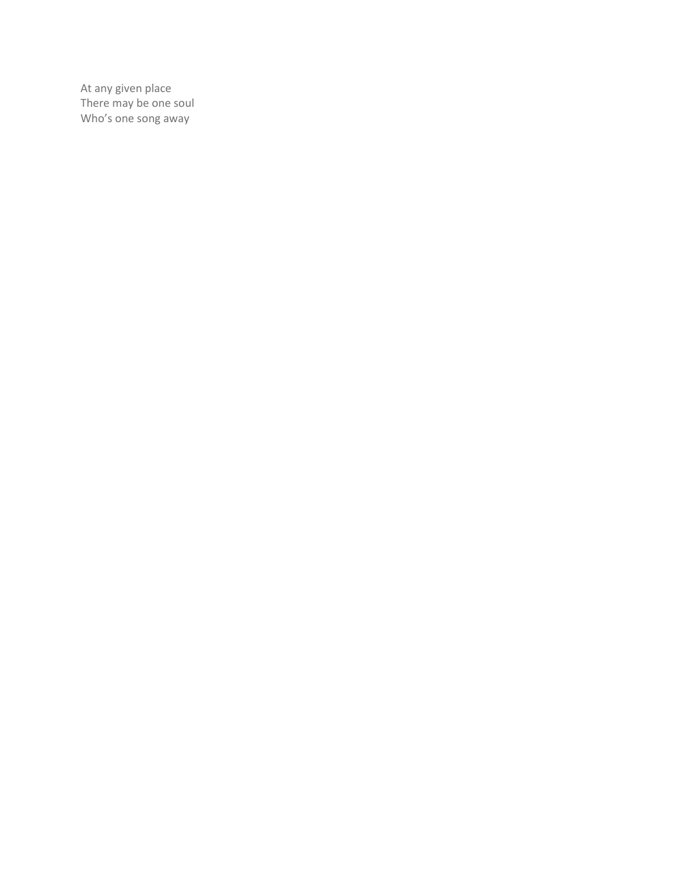At any given place
There may be one soul
Who's one song away